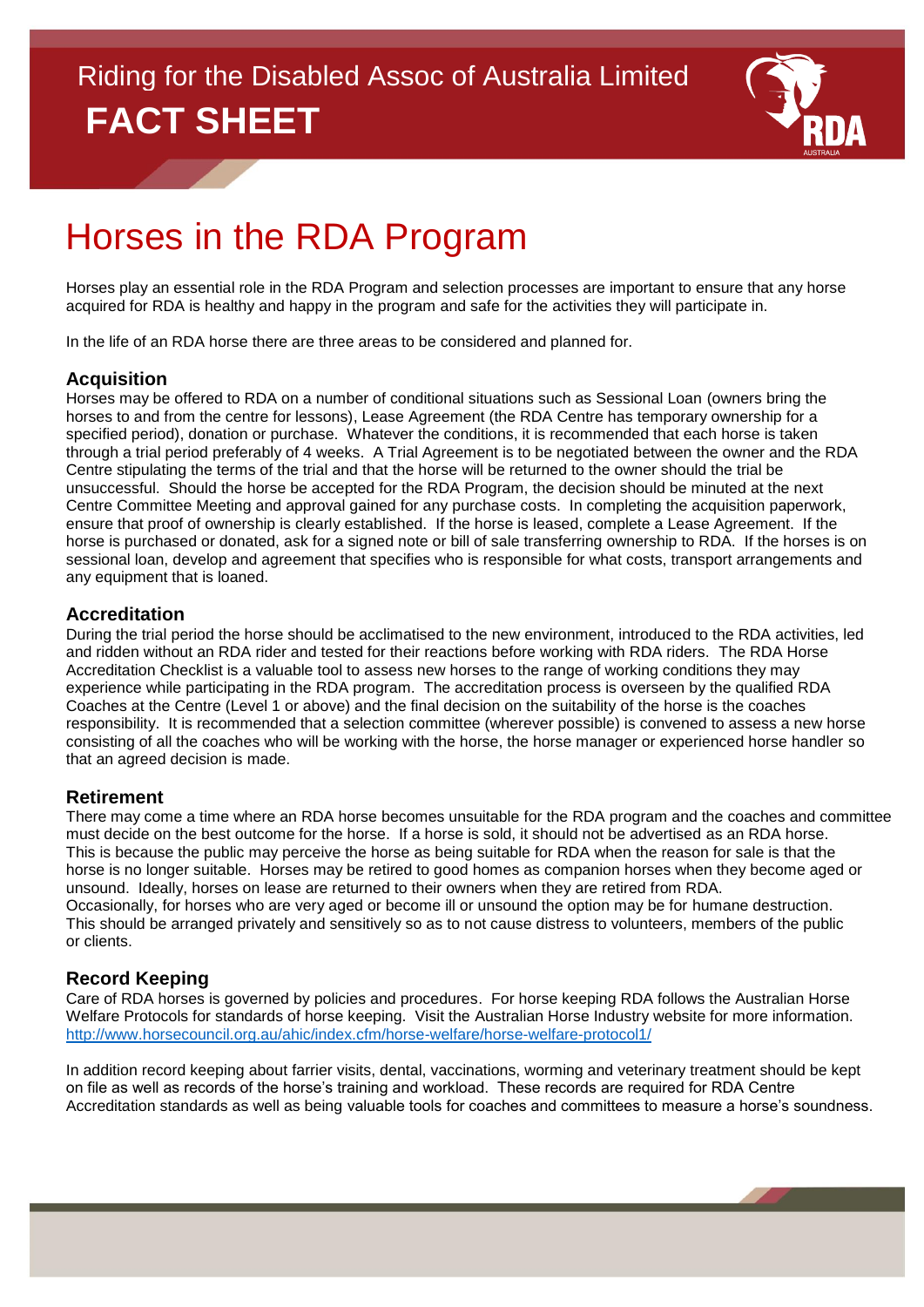Riding for the Disabled Assoc of Australia Limited

**FACT SHEET**

# Horses in the RDA Program

Horses play an essential role in the RDA Program and selection processes are important to ensure that any horse acquired for RDA is healthy and happy in the program and safe for the activities they will participate in.

In the life of an RDA horse there are three areas to be considered and planned for.

## Acquisition

Horses may be offered to RDA on a number of conditional situations such as Sessional Loan (owners bring the horses to and from the centre for lessons), Lease Agreement (the RDA Centre has temporary ownership for a specified period), donation or purchase. Whatever the conditions, it is recommended that each horse is taken through a trial period preferably of 4 weeks. A Trial Agreement is to be negotiated between the owner and the RDA Centre stipulating the terms of the trial and that the horse will be returned to the owner should the trial be unsuccessful. Should the horse be accepted for the RDA Program, the decision should be minuted at the next Centre Committee Meeting and approval gained for any purchase costs. In completing the acquisition paperwork, ensure that proof of ownership is clearly established. If the horse is leased, complete a Lease Agreement. If the horse is purchased or donated, ask for a signed note or bill of sale transferring ownership to RDA. If the horses is on sessional loan, develop and agreement that specifies who is responsible for what costs, transport arrangements and any equipment that is loaned.

## Accreditation

During the trial period the horse should be acclimatised to the new environment, introduced to the RDA activities, led and ridden without an RDA rider and tested for their reactions before working with RDA riders. The RDA Horse Accreditation Checklist is a valuable tool to assess new horses to the range of working conditions they may experience while participating in the RDA program. The accreditation process is overseen by the qualified RDA Coaches at the Centre (Level 1 or above) and the final decision on the suitability of the horse is the coaches responsibility. It is recommended that a selection committee (wherever possible) is convened to assess a new horse consisting of all the coaches who will be working with the horse, the horse manager or experienced horse handler so that an agreed decision is made.

## Retirement

There may come a time where an RDA horse becomes unsuitable for the RDA program and the coaches and committee must decide on the best outcome for the horse. If a horse is sold, it should not be advertised as an RDA horse. This is because the public may perceive the horse as being suitable for RDA when the reason for sale is that the horse is no longer suitable. Horses may be retired to good homes as companion horses when they become aged or unsound. Ideally, horses on lease are returned to their owners when they are retired from RDA.
Occasionally, for horses who are very aged or become ill or unsound the option may be for humane destruction. This should be arranged privately and sensitively so as to not cause distress to volunteers, members of the public or clients.

## Record Keeping

Care of RDA horses is governed by policies and procedures. For horse keeping RDA follows the Australian Horse Welfare Protocols for standards of horse keeping. Visit the Australian Horse Industry website for more information. http://www.horsecouncil.org.au/ahic/index.cfm/horse-welfare/horse-welfare-protocol1/

In addition record keeping about farrier visits, dental, vaccinations, worming and veterinary treatment should be kept on file as well as records of the horse's training and workload. These records are required for RDA Centre Accreditation standards as well as being valuable tools for coaches and committees to measure a horse's soundness.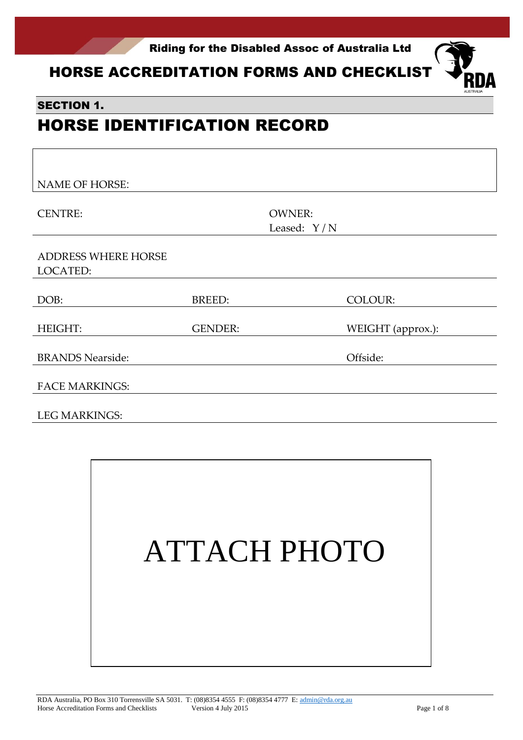Riding for the Disabled Assoc of Australia Ltd

# HORSE ACCREDITATION FORMS AND CHECKLIST

**SECTION 1.**

## HORSE IDENTIFICATION RECORD

NAME OF HORSE:

| | | |
|---|---|---|
| CENTRE: | OWNER: Leased: Y / N | |
| ADDRESS WHERE HORSE LOCATED: | | |
| DOB: | BREED: | COLOUR: |
| HEIGHT: | GENDER: | WEIGHT (approx.): |
| BRANDS Nearside: | | Offside: |
| FACE MARKINGS: | | |
| LEG MARKINGS: | | |

ATTACH PHOTO

RDA Australia, PO Box 310 Torrensville SA 5031. T: (08)8354 4555 F: (08)8354 4777 E: admin@rda.org.au
Horse Accreditation Forms and Checklists Version 4 July 2015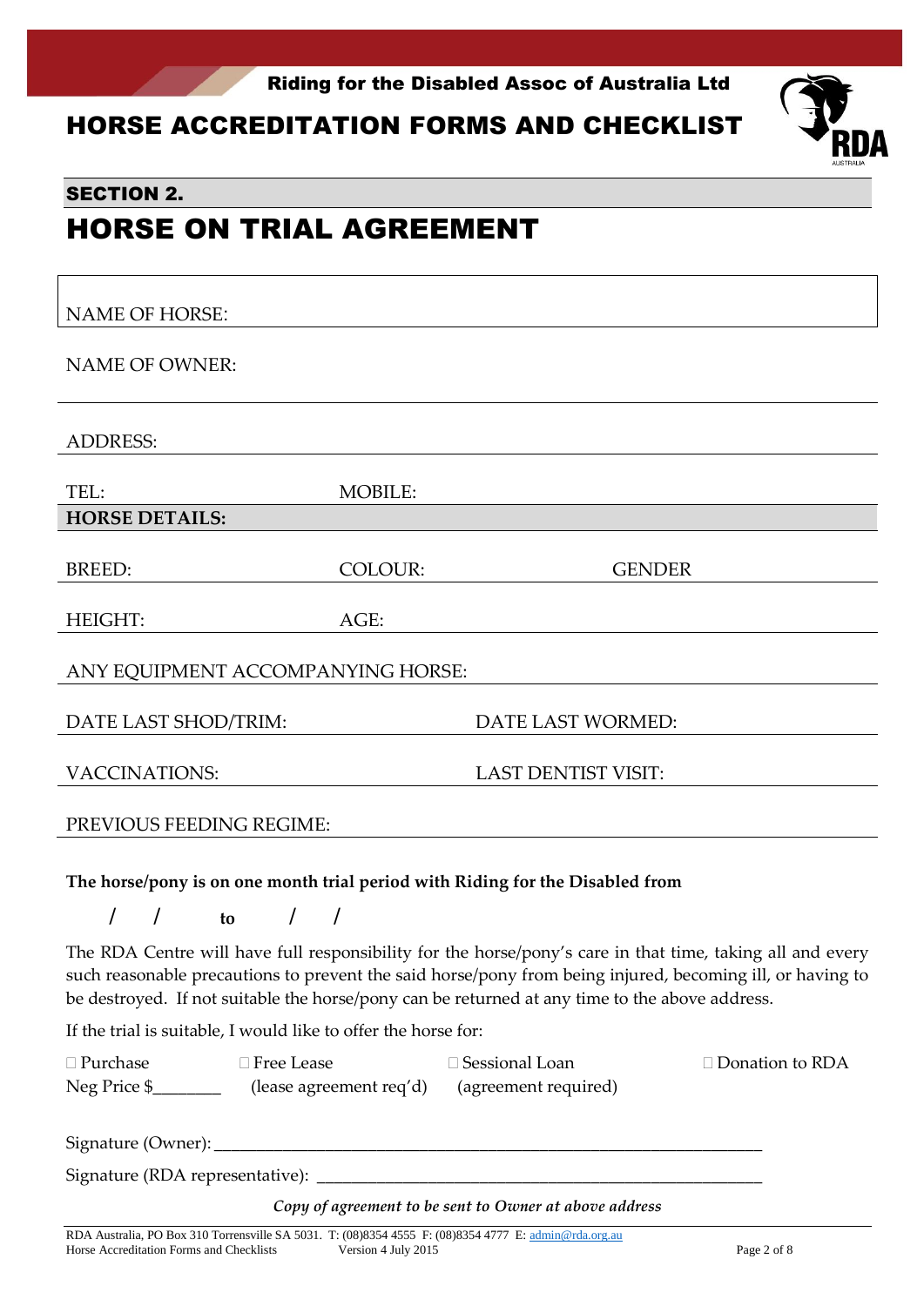Riding for the Disabled Assoc of Australia Ltd

# HORSE ACCREDITATION FORMS AND CHECKLIST

## SECTION 2.

# HORSE ON TRIAL AGREEMENT

NAME OF HORSE:

NAME OF OWNER:

ADDRESS:

TEL: MOBILE:

**HORSE DETAILS:**

BREED: COLOUR: GENDER

HEIGHT: AGE:

ANY EQUIPMENT ACCOMPANYING HORSE:

DATE LAST SHOD/TRIM: DATE LAST WORMED:

VACCINATIONS: LAST DENTIST VISIT:

PREVIOUS FEEDING REGIME:

**The horse/pony is on one month trial period with Riding for the Disabled from**

**/ / to / /**

The RDA Centre will have full responsibility for the horse/pony's care in that time, taking all and every such reasonable precautions to prevent the said horse/pony from being injured, becoming ill, or having to be destroyed. If not suitable the horse/pony can be returned at any time to the above address.

If the trial is suitable, I would like to offer the horse for:

- ☐ Purchase Neg Price $________
- ☐ Free Lease (lease agreement req'd)
- ☐ Sessional Loan (agreement required)
- ☐ Donation to RDA

Signature (Owner): ___________________________________________________________________

Signature (RDA representative): ______________________________________________________

*Copy of agreement to be sent to Owner at above address*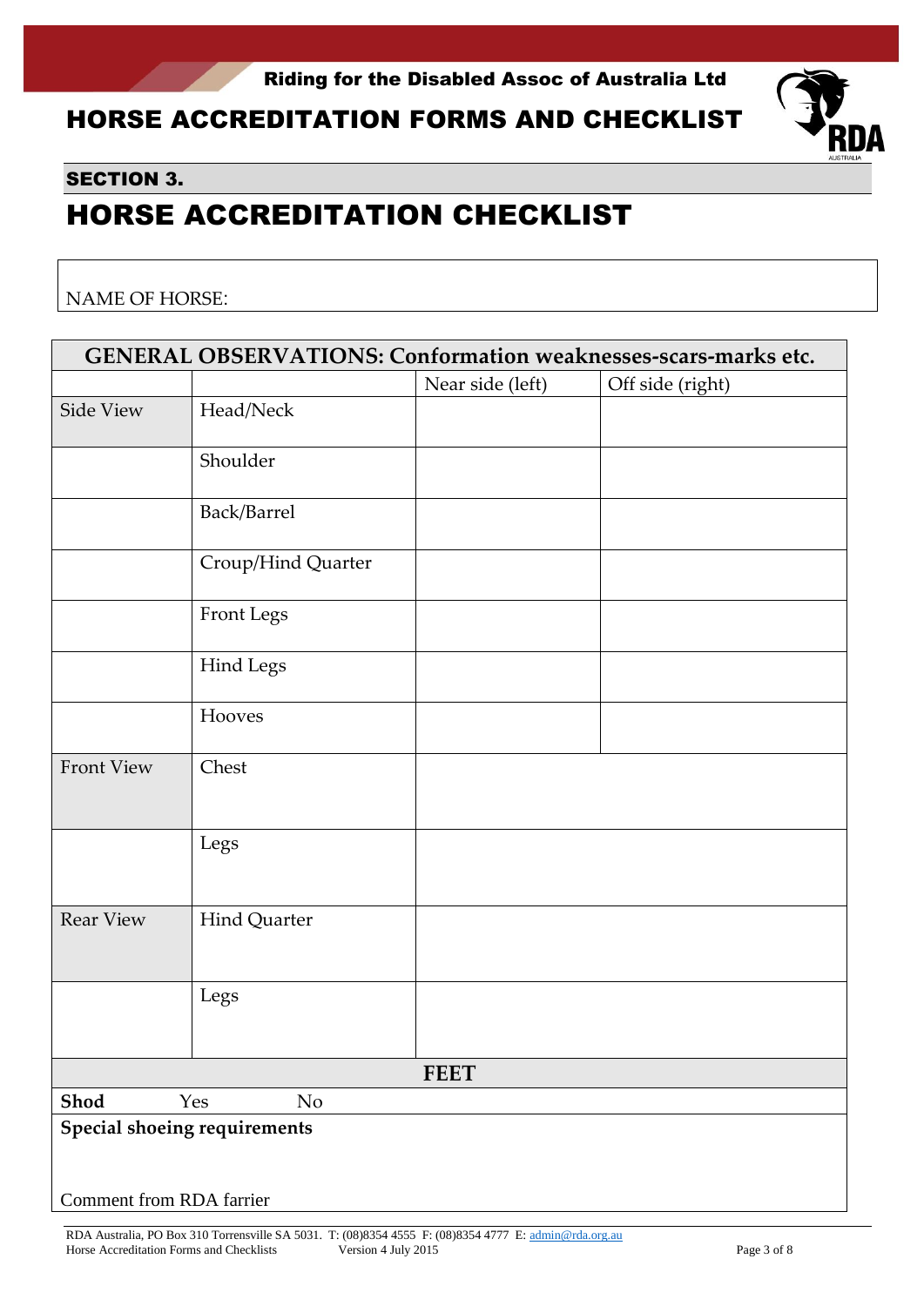## SECTION 3.

# HORSE ACCREDITATION CHECKLIST

NAME OF HORSE:

| GENERAL OBSERVATIONS: Conformation weaknesses-scars-marks etc. | | | |
|---|---|---|---|
| | | Near side (left) | Off side (right) |
| Side View | Head/Neck | | |
| | Shoulder | | |
| | Back/Barrel | | |
| | Croup/Hind Quarter | | |
| | Front Legs | | |
| | Hind Legs | | |
| | Hooves | | |
| Front View | Chest | | |
| | Legs | | |
| Rear View | Hind Quarter | | |
| | Legs | | |

| FEET |
|---|
| **Shod** Yes No |
| **Special shoeing requirements** |
| Comment from RDA farrier |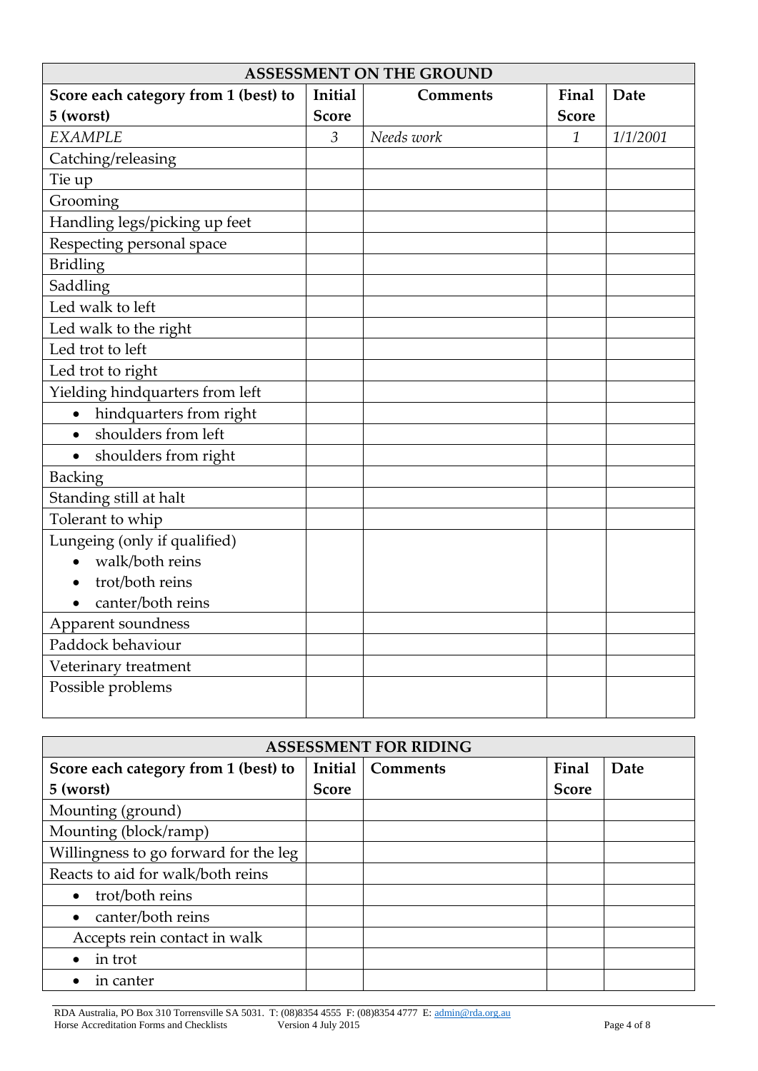| ASSESSMENT ON THE GROUND | | | | |
|---|---|---|---|---|
| **Score each category from 1 (best) to 5 (worst)** | **Initial Score** | **Comments** | **Final Score** | **Date** |
| *EXAMPLE* | *3* | *Needs work* | *1* | *1/1/2001* |
| Catching/releasing | | | | |
| Tie up | | | | |
| Grooming | | | | |
| Handling legs/picking up feet | | | | |
| Respecting personal space | | | | |
| Bridling | | | | |
| Saddling | | | | |
| Led walk to left | | | | |
| Led walk to the right | | | | |
| Led trot to left | | | | |
| Led trot to right | | | | |
| Yielding hindquarters from left | | | | |
| • hindquarters from right | | | | |
| • shoulders from left | | | | |
| • shoulders from right | | | | |
| Backing | | | | |
| Standing still at halt | | | | |
| Tolerant to whip | | | | |
| Lungeing (only if qualified) • walk/both reins • trot/both reins • canter/both reins | | | | |
| Apparent soundness | | | | |
| Paddock behaviour | | | | |
| Veterinary treatment | | | | |
| Possible problems | | | | |

| ASSESSMENT FOR RIDING | | | | |
|---|---|---|---|---|
| **Score each category from 1 (best) to 5 (worst)** | **Initial Score** | **Comments** | **Final Score** | **Date** |
| Mounting (ground) | | | | |
| Mounting (block/ramp) | | | | |
| Willingness to go forward for the leg | | | | |
| Reacts to aid for walk/both reins | | | | |
| • trot/both reins | | | | |
| • canter/both reins | | | | |
| Accepts rein contact in walk | | | | |
| • in trot | | | | |
| • in canter | | | | |

RDA Australia, PO Box 310 Torrensville SA 5031. T: (08)8354 4555 F: (08)8354 4777 E: admin@rda.org.au
Horse Accreditation Forms and Checklists Version 4 July 2015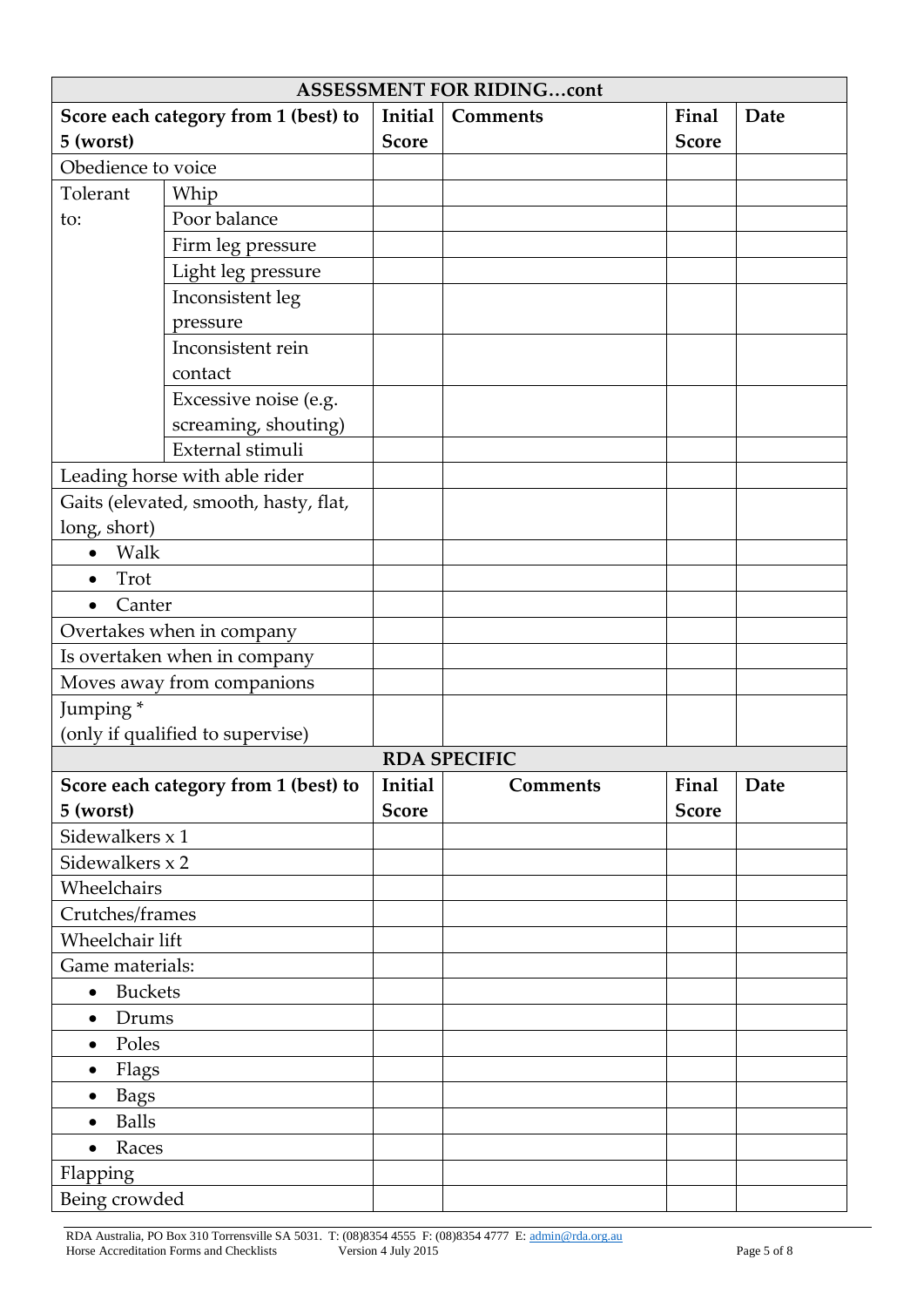| ASSESSMENT FOR RIDING…cont | | | | | |
|---|---|---|---|---|---|
| **Score each category from 1 (best) to 5 (worst)** | | **Initial Score** | **Comments** | **Final Score** | **Date** |
| Obedience to voice | | | | | |
| Tolerant to: | Whip | | | | |
| | Poor balance | | | | |
| | Firm leg pressure | | | | |
| | Light leg pressure | | | | |
| | Inconsistent leg pressure | | | | |
| | Inconsistent rein contact | | | | |
| | Excessive noise (e.g. screaming, shouting) | | | | |
| | External stimuli | | | | |
| Leading horse with able rider | | | | | |
| Gaits (elevated, smooth, hasty, flat, long, short) | | | | | |
| • Walk | | | | | |
| • Trot | | | | | |
| • Canter | | | | | |
| Overtakes when in company | | | | | |
| Is overtaken when in company | | | | | |
| Moves away from companions | | | | | |
| Jumping * (only if qualified to supervise) | | | | | |

| RDA SPECIFIC | | | | |
|---|---|---|---|---|
| **Score each category from 1 (best) to 5 (worst)** | **Initial Score** | **Comments** | **Final Score** | **Date** |
| Sidewalkers x 1 | | | | |
| Sidewalkers x 2 | | | | |
| Wheelchairs | | | | |
| Crutches/frames | | | | |
| Wheelchair lift | | | | |
| Game materials: | | | | |
| • Buckets | | | | |
| • Drums | | | | |
| • Poles | | | | |
| • Flags | | | | |
| • Bags | | | | |
| • Balls | | | | |
| • Races | | | | |
| Flapping | | | | |
| Being crowded | | | | |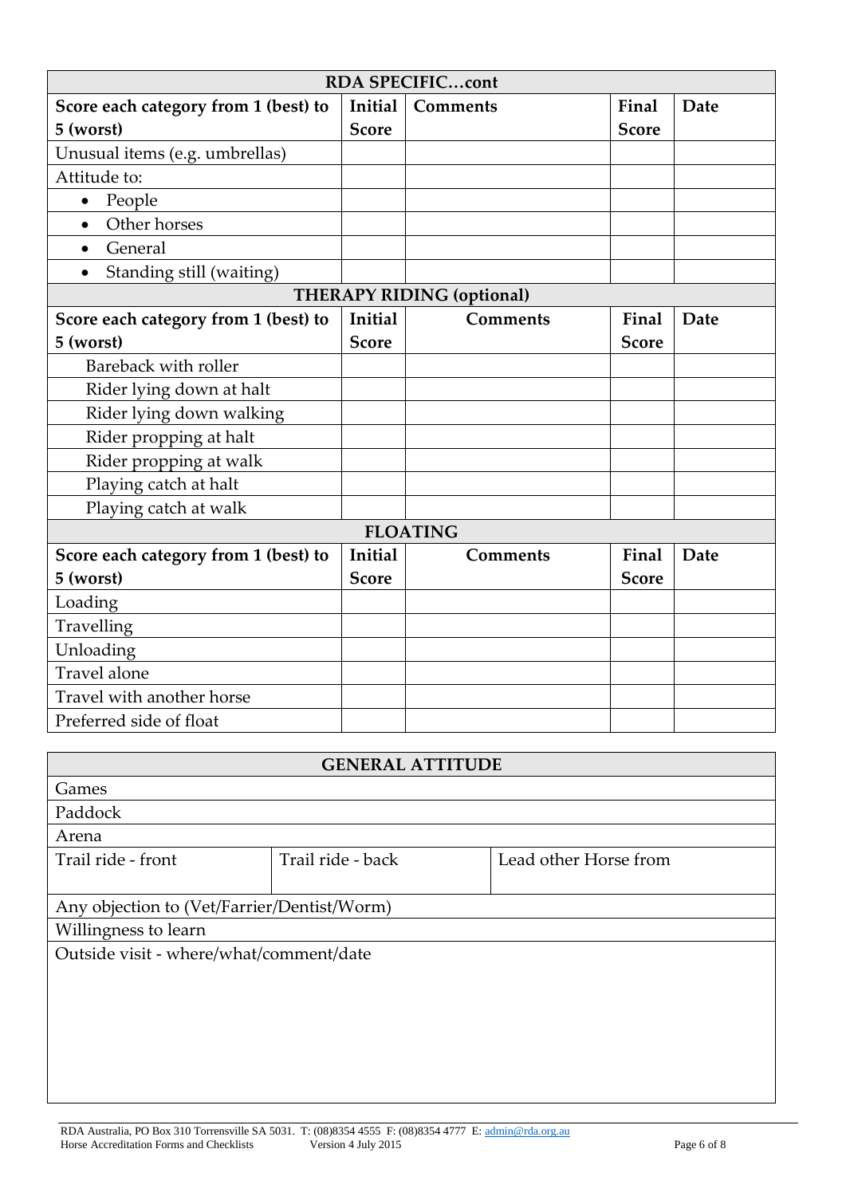| RDA SPECIFIC…cont | | | | |
|---|---|---|---|---|
| **Score each category from 1 (best) to 5 (worst)** | **Initial Score** | **Comments** | **Final Score** | **Date** |
| Unusual items (e.g. umbrellas) | | | | |
| Attitude to: | | | | |
| • People | | | | |
| • Other horses | | | | |
| • General | | | | |
| • Standing still (waiting) | | | | |
| **THERAPY RIDING (optional)** | | | | |
| **Score each category from 1 (best) to 5 (worst)** | **Initial Score** | **Comments** | **Final Score** | **Date** |
| Bareback with roller | | | | |
| Rider lying down at halt | | | | |
| Rider lying down walking | | | | |
| Rider propping at halt | | | | |
| Rider propping at walk | | | | |
| Playing catch at halt | | | | |
| Playing catch at walk | | | | |
| **FLOATING** | | | | |
| **Score each category from 1 (best) to 5 (worst)** | **Initial Score** | **Comments** | **Final Score** | **Date** |
| Loading | | | | |
| Travelling | | | | |
| Unloading | | | | |
| Travel alone | | | | |
| Travel with another horse | | | | |
| Preferred side of float | | | | |

| GENERAL ATTITUDE | | |
|---|---|---|
| Games | | |
| Paddock | | |
| Arena | | |
| Trail ride - front | Trail ride - back | Lead other Horse from |
| Any objection to (Vet/Farrier/Dentist/Worm) | | |
| Willingness to learn | | |
| Outside visit - where/what/comment/date | | |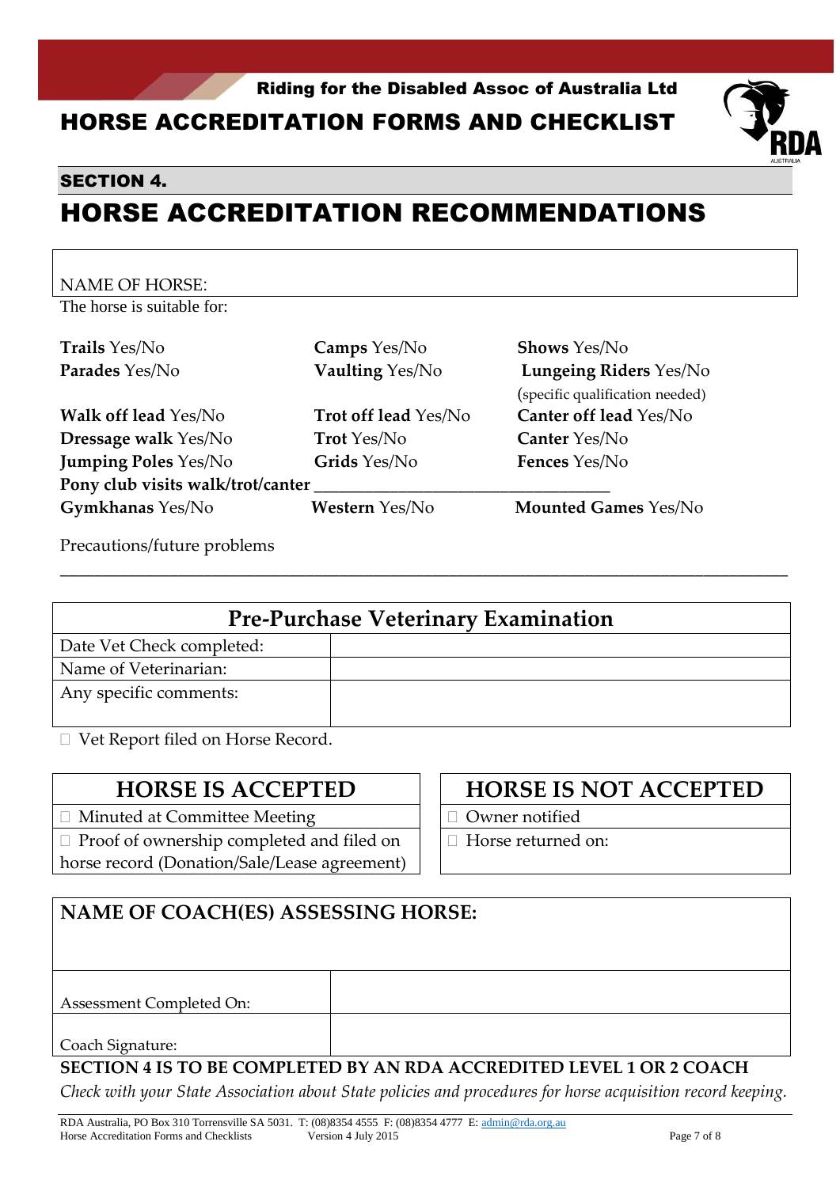Riding for the Disabled Assoc of Australia Ltd

# HORSE ACCREDITATION FORMS AND CHECKLIST

## SECTION 4.

# HORSE ACCREDITATION RECOMMENDATIONS

NAME OF HORSE:

The horse is suitable for:

**Trails** Yes/No  **Camps** Yes/No  **Shows** Yes/No

**Parades** Yes/No  **Vaulting** Yes/No  **Lungeing Riders** Yes/No (specific qualification needed)

**Walk off lead** Yes/No  **Trot off lead** Yes/No  **Canter off lead** Yes/No

**Dressage walk** Yes/No  **Trot** Yes/No  **Canter** Yes/No

**Jumping Poles** Yes/No  **Grids** Yes/No  **Fences** Yes/No

**Pony club visits walk/trot/canter** ________________________________

**Gymkhanas** Yes/No  **Western** Yes/No  **Mounted Games** Yes/No

Precautions/future problems

______________________________________________________________________________

| Pre-Purchase Veterinary Examination | |
|---|---|
| Date Vet Check completed: | |
| Name of Veterinarian: | |
| Any specific comments: | |

☐ Vet Report filed on Horse Record.

| HORSE IS ACCEPTED |
|---|
| ☐ Minuted at Committee Meeting |
| ☐ Proof of ownership completed and filed on horse record (Donation/Sale/Lease agreement) |

| HORSE IS NOT ACCEPTED |
|---|
| ☐ Owner notified |
| ☐ Horse returned on: |

| NAME OF COACH(ES) ASSESSING HORSE: | |
|---|---|
| Assessment Completed On: | |
| Coach Signature: | |

**SECTION 4 IS TO BE COMPLETED BY AN RDA ACCREDITED LEVEL 1 OR 2 COACH**

*Check with your State Association about State policies and procedures for horse acquisition record keeping.*